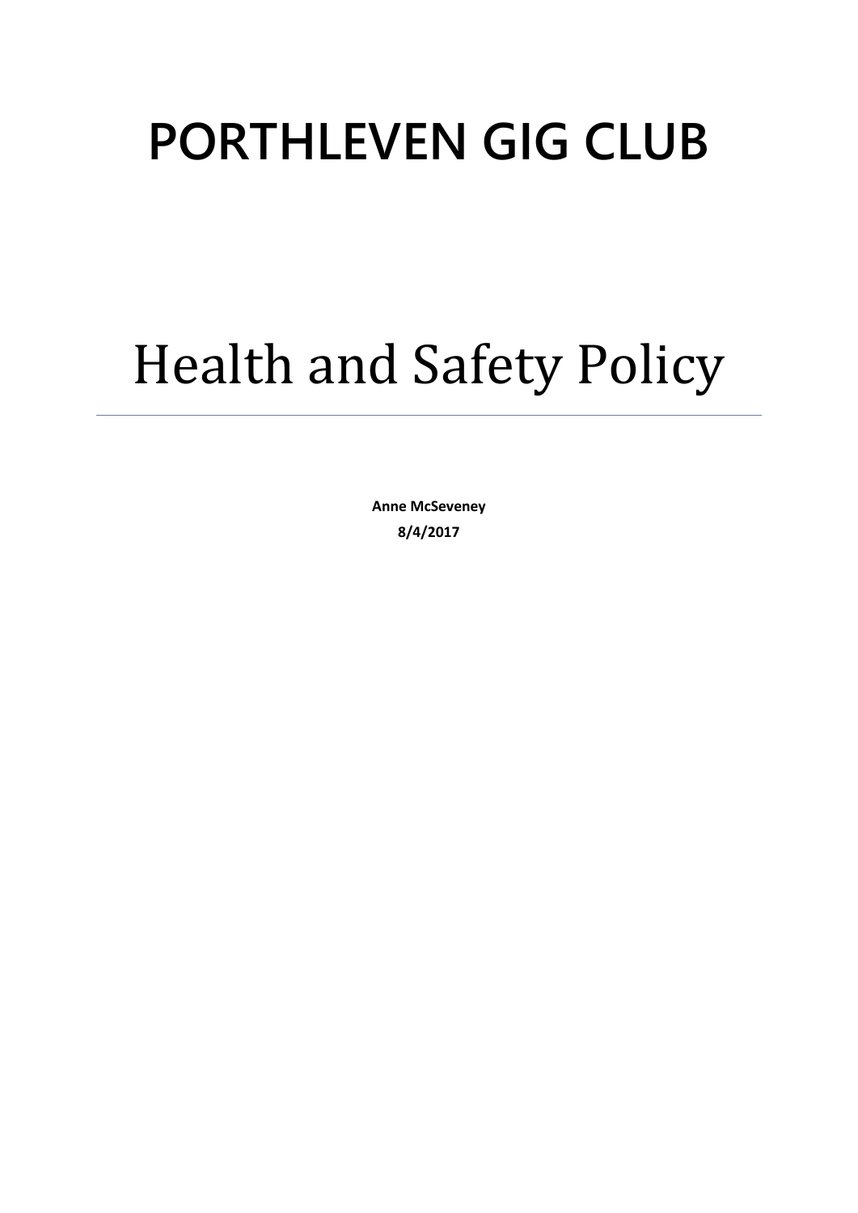# PORTHLEVEN GIG CLUB

# Health and Safety Policy

---

**Anne McSeveney**

**8/4/2017**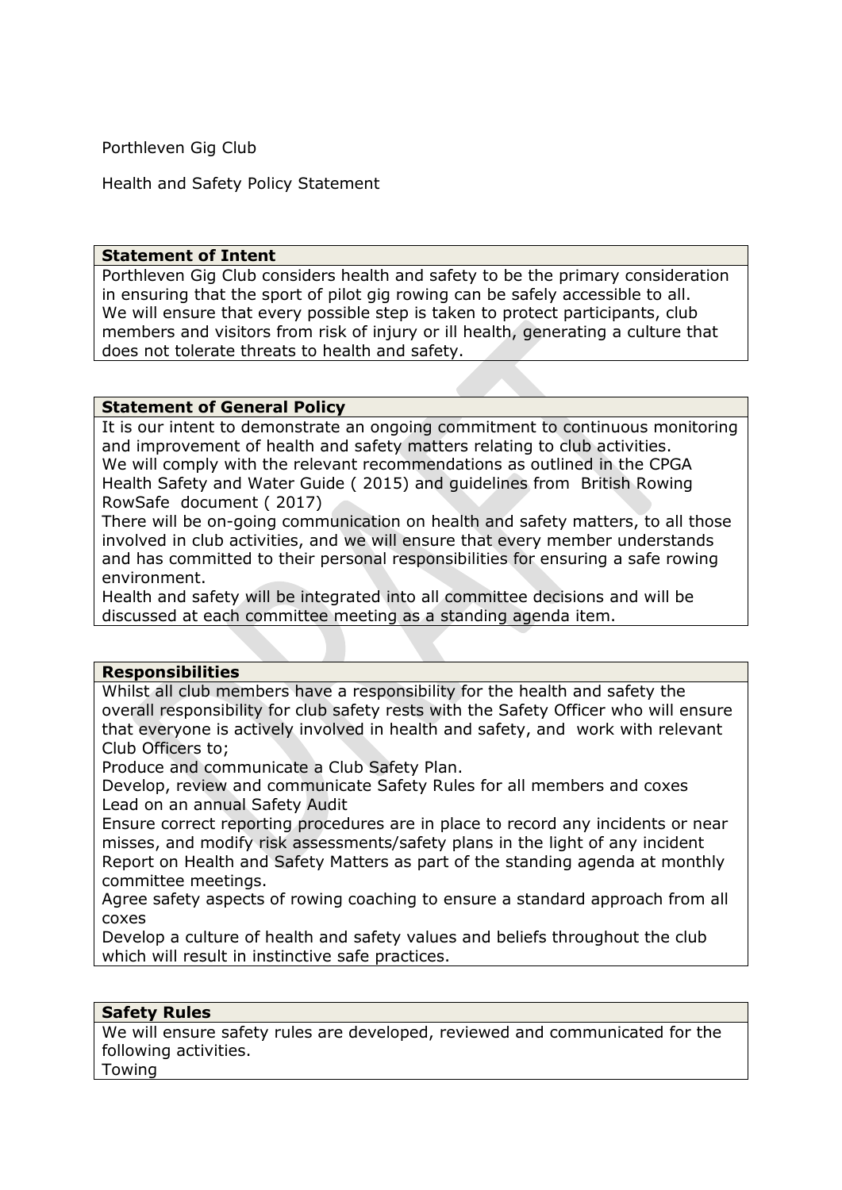Porthleven Gig Club

Health and Safety Policy Statement

| **Statement of Intent** |
| --- |
| Porthleven Gig Club considers health and safety to be the primary consideration in ensuring that the sport of pilot gig rowing can be safely accessible to all.<br>We will ensure that every possible step is taken to protect participants, club members and visitors from risk of injury or ill health, generating a culture that does not tolerate threats to health and safety. |

| **Statement of General Policy** |
| --- |
| It is our intent to demonstrate an ongoing commitment to continuous monitoring and improvement of health and safety matters relating to club activities.<br>We will comply with the relevant recommendations as outlined in the CPGA Health Safety and Water Guide ( 2015) and guidelines from British Rowing RowSafe document ( 2017)<br>There will be on-going communication on health and safety matters, to all those involved in club activities, and we will ensure that every member understands and has committed to their personal responsibilities for ensuring a safe rowing environment.<br>Health and safety will be integrated into all committee decisions and will be discussed at each committee meeting as a standing agenda item. |

| **Responsibilities** |
| --- |
| Whilst all club members have a responsibility for the health and safety the overall responsibility for club safety rests with the Safety Officer who will ensure that everyone is actively involved in health and safety, and work with relevant Club Officers to;<br>Produce and communicate a Club Safety Plan.<br>Develop, review and communicate Safety Rules for all members and coxes<br>Lead on an annual Safety Audit<br>Ensure correct reporting procedures are in place to record any incidents or near misses, and modify risk assessments/safety plans in the light of any incident<br>Report on Health and Safety Matters as part of the standing agenda at monthly committee meetings.<br>Agree safety aspects of rowing coaching to ensure a standard approach from all coxes<br>Develop a culture of health and safety values and beliefs throughout the club which will result in instinctive safe practices. |

| **Safety Rules** |
| --- |
| We will ensure safety rules are developed, reviewed and communicated for the following activities.<br>Towing |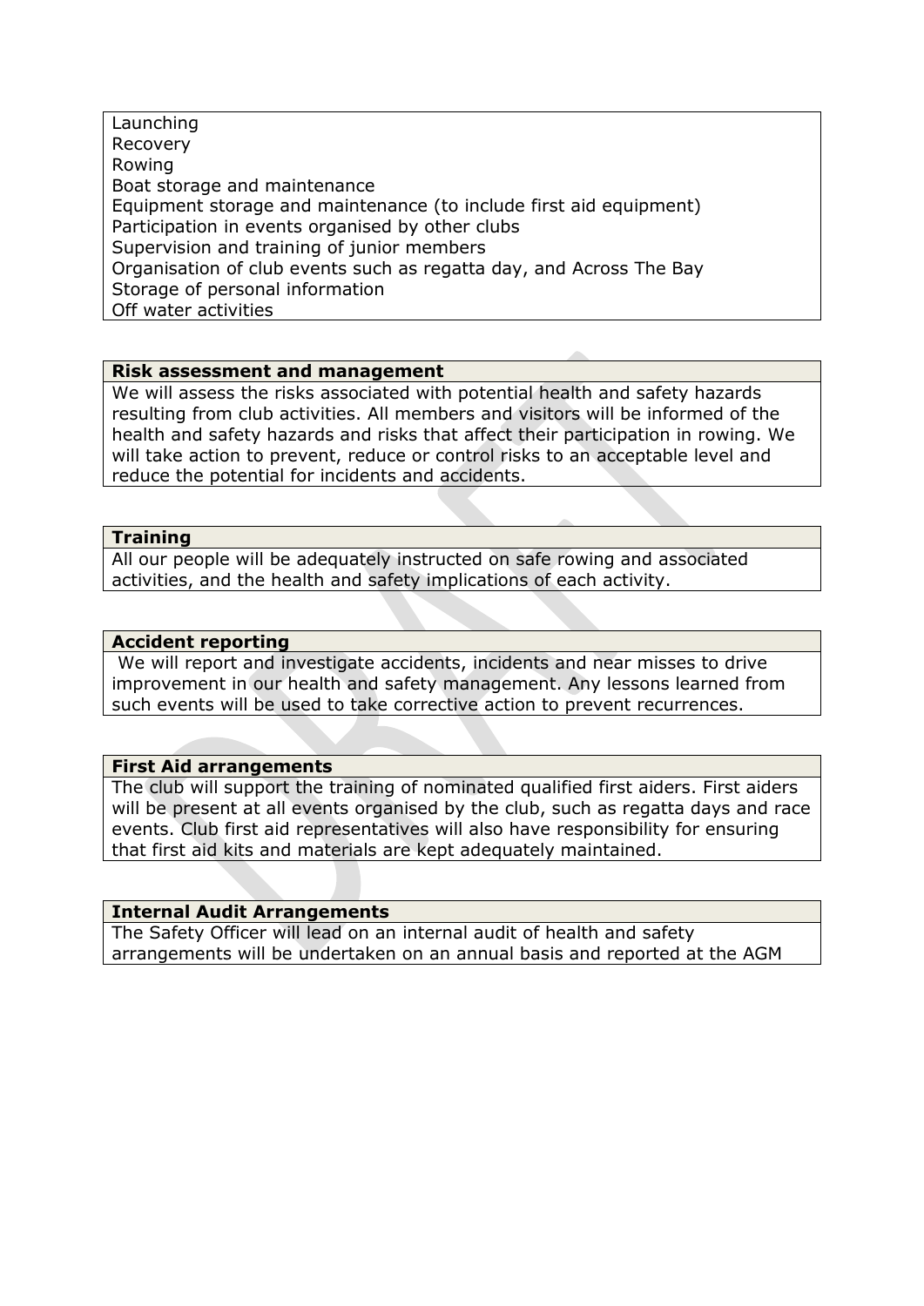Launching
Recovery
Rowing
Boat storage and maintenance
Equipment storage and maintenance (to include first aid equipment)
Participation in events organised by other clubs
Supervision and training of junior members
Organisation of club events such as regatta day, and Across The Bay
Storage of personal information
Off water activities

**Risk assessment and management**

We will assess the risks associated with potential health and safety hazards resulting from club activities. All members and visitors will be informed of the health and safety hazards and risks that affect their participation in rowing. We will take action to prevent, reduce or control risks to an acceptable level and reduce the potential for incidents and accidents.

**Training**

All our people will be adequately instructed on safe rowing and associated activities, and the health and safety implications of each activity.

**Accident reporting**

We will report and investigate accidents, incidents and near misses to drive improvement in our health and safety management. Any lessons learned from such events will be used to take corrective action to prevent recurrences.

**First Aid arrangements**

The club will support the training of nominated qualified first aiders. First aiders will be present at all events organised by the club, such as regatta days and race events. Club first aid representatives will also have responsibility for ensuring that first aid kits and materials are kept adequately maintained.

**Internal Audit Arrangements**

The Safety Officer will lead on an internal audit of health and safety arrangements will be undertaken on an annual basis and reported at the AGM